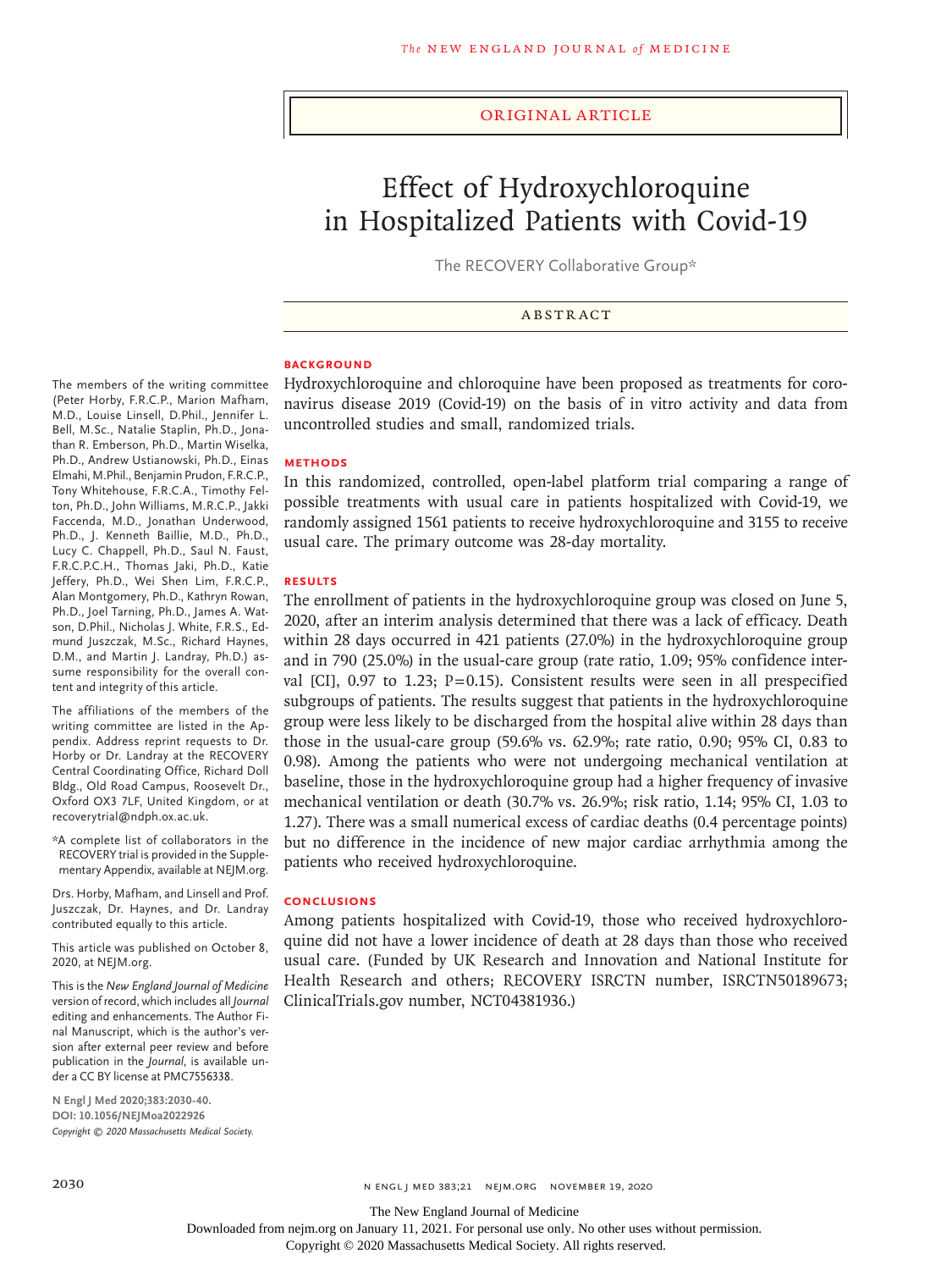ORIGINAL ARTICLE

# Effect of Hydroxychloroquine in Hospitalized Patients with Covid-19

The RECOVERY Collaborative Group*

## ABSTRACT

### BACKGROUND

Hydroxychloroquine and chloroquine have been proposed as treatments for coronavirus disease 2019 (Covid-19) on the basis of in vitro activity and data from uncontrolled studies and small, randomized trials.

### METHODS

In this randomized, controlled, open-label platform trial comparing a range of possible treatments with usual care in patients hospitalized with Covid-19, we randomly assigned 1561 patients to receive hydroxychloroquine and 3155 to receive usual care. The primary outcome was 28-day mortality.

### RESULTS

The enrollment of patients in the hydroxychloroquine group was closed on June 5, 2020, after an interim analysis determined that there was a lack of efficacy. Death within 28 days occurred in 421 patients (27.0%) in the hydroxychloroquine group and in 790 (25.0%) in the usual-care group (rate ratio, 1.09; 95% confidence interval [CI], 0.97 to 1.23; P=0.15). Consistent results were seen in all prespecified subgroups of patients. The results suggest that patients in the hydroxychloroquine group were less likely to be discharged from the hospital alive within 28 days than those in the usual-care group (59.6% vs. 62.9%; rate ratio, 0.90; 95% CI, 0.83 to 0.98). Among the patients who were not undergoing mechanical ventilation at baseline, those in the hydroxychloroquine group had a higher frequency of invasive mechanical ventilation or death (30.7% vs. 26.9%; risk ratio, 1.14; 95% CI, 1.03 to 1.27). There was a small numerical excess of cardiac deaths (0.4 percentage points) but no difference in the incidence of new major cardiac arrhythmia among the patients who received hydroxychloroquine.

### CONCLUSIONS

Among patients hospitalized with Covid-19, those who received hydroxychloroquine did not have a lower incidence of death at 28 days than those who received usual care. (Funded by UK Research and Innovation and National Institute for Health Research and others; RECOVERY ISRCTN number, ISRCTN50189673; ClinicalTrials.gov number, NCT04381936.)

The members of the writing committee (Peter Horby, F.R.C.P., Marion Mafham, M.D., Louise Linsell, D.Phil., Jennifer L. Bell, M.Sc., Natalie Staplin, Ph.D., Jonathan R. Emberson, Ph.D., Martin Wiselka, Ph.D., Andrew Ustianowski, Ph.D., Einas Elmahi, M.Phil., Benjamin Prudon, F.R.C.P., Tony Whitehouse, F.R.C.A., Timothy Felton, Ph.D., John Williams, M.R.C.P., Jakki Faccenda, M.D., Jonathan Underwood, Ph.D., J. Kenneth Baillie, M.D., Ph.D., Lucy C. Chappell, Ph.D., Saul N. Faust, F.R.C.P.C.H., Thomas Jaki, Ph.D., Katie Jeffery, Ph.D., Wei Shen Lim, F.R.C.P., Alan Montgomery, Ph.D., Kathryn Rowan, Ph.D., Joel Tarning, Ph.D., James A. Watson, D.Phil., Nicholas J. White, F.R.S., Edmund Juszczak, M.Sc., Richard Haynes, D.M., and Martin J. Landray, Ph.D.) assume responsibility for the overall content and integrity of this article.

The affiliations of the members of the writing committee are listed in the Appendix. Address reprint requests to Dr. Horby or Dr. Landray at the RECOVERY Central Coordinating Office, Richard Doll Bldg., Old Road Campus, Roosevelt Dr., Oxford OX3 7LF, United Kingdom, or at recoverytrial@ndph.ox.ac.uk.

*A complete list of collaborators in the RECOVERY trial is provided in the Supplementary Appendix, available at NEJM.org.

Drs. Horby, Mafham, and Linsell and Prof. Juszczak, Dr. Haynes, and Dr. Landray contributed equally to this article.

This article was published on October 8, 2020, at NEJM.org.

This is the *New England Journal of Medicine* version of record, which includes all *Journal* editing and enhancements. The Author Final Manuscript, which is the author's version after external peer review and before publication in the *Journal*, is available under a CC BY license at PMC7556338.

**N Engl J Med 2020;383:2030-40.**
**DOI: 10.1056/NEJMoa2022926**
*Copyright © 2020 Massachusetts Medical Society.*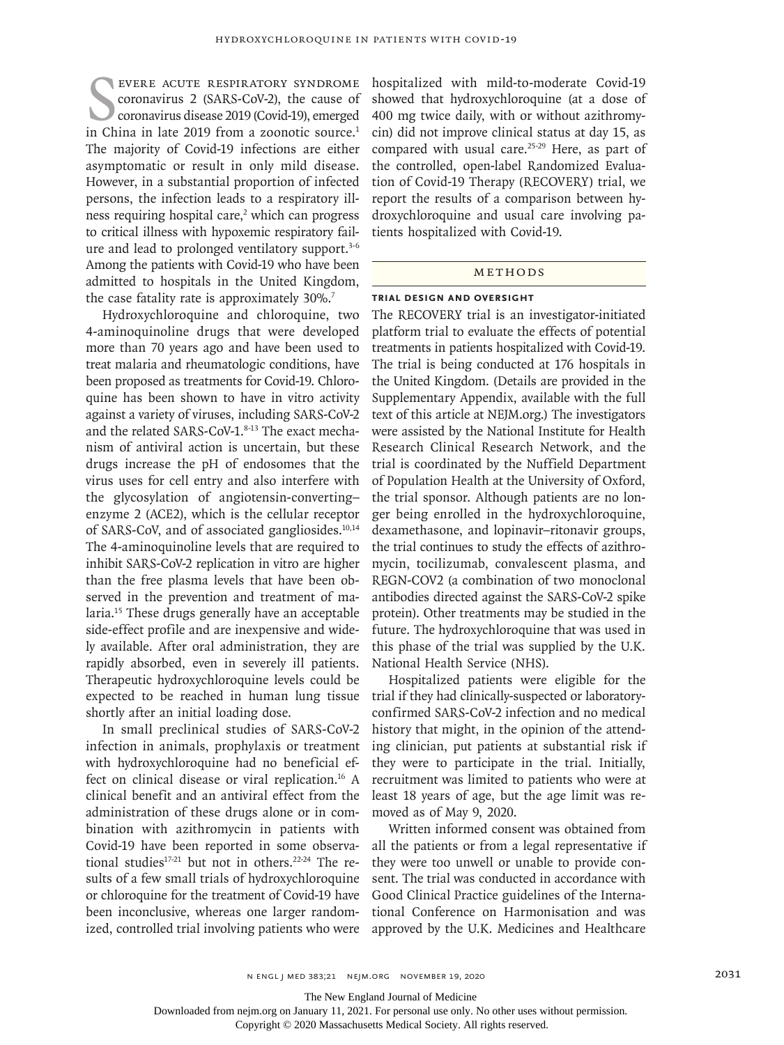Severe acute respiratory syndrome coronavirus 2 (SARS-CoV-2), the cause of coronavirus disease 2019 (Covid-19), emerged in China in late 2019 from a zoonotic source.[1] The majority of Covid-19 infections are either asymptomatic or result in only mild disease. However, in a substantial proportion of infected persons, the infection leads to a respiratory illness requiring hospital care,[2] which can progress to critical illness with hypoxemic respiratory failure and lead to prolonged ventilatory support.[3-6] Among the patients with Covid-19 who have been admitted to hospitals in the United Kingdom, the case fatality rate is approximately 30%.[7]

Hydroxychloroquine and chloroquine, two 4-aminoquinoline drugs that were developed more than 70 years ago and have been used to treat malaria and rheumatologic conditions, have been proposed as treatments for Covid-19. Chloroquine has been shown to have in vitro activity against a variety of viruses, including SARS-CoV-2 and the related SARS-CoV-1.[8-13] The exact mechanism of antiviral action is uncertain, but these drugs increase the pH of endosomes that the virus uses for cell entry and also interfere with the glycosylation of angiotensin-converting–enzyme 2 (ACE2), which is the cellular receptor of SARS-CoV, and of associated gangliosides.[10,14] The 4-aminoquinoline levels that are required to inhibit SARS-CoV-2 replication in vitro are higher than the free plasma levels that have been observed in the prevention and treatment of malaria.[15] These drugs generally have an acceptable side-effect profile and are inexpensive and widely available. After oral administration, they are rapidly absorbed, even in severely ill patients. Therapeutic hydroxychloroquine levels could be expected to be reached in human lung tissue shortly after an initial loading dose.

In small preclinical studies of SARS-CoV-2 infection in animals, prophylaxis or treatment with hydroxychloroquine had no beneficial effect on clinical disease or viral replication.[16] A clinical benefit and an antiviral effect from the administration of these drugs alone or in combination with azithromycin in patients with Covid-19 have been reported in some observational studies[17-21] but not in others.[22-24] The results of a few small trials of hydroxychloroquine or chloroquine for the treatment of Covid-19 have been inconclusive, whereas one larger randomized, controlled trial involving patients who were hospitalized with mild-to-moderate Covid-19 showed that hydroxychloroquine (at a dose of 400 mg twice daily, with or without azithromycin) did not improve clinical status at day 15, as compared with usual care.[25-29] Here, as part of the controlled, open-label Randomized Evaluation of Covid-19 Therapy (RECOVERY) trial, we report the results of a comparison between hydroxychloroquine and usual care involving patients hospitalized with Covid-19.

## Methods

### Trial Design and Oversight

The RECOVERY trial is an investigator-initiated platform trial to evaluate the effects of potential treatments in patients hospitalized with Covid-19. The trial is being conducted at 176 hospitals in the United Kingdom. (Details are provided in the Supplementary Appendix, available with the full text of this article at NEJM.org.) The investigators were assisted by the National Institute for Health Research Clinical Research Network, and the trial is coordinated by the Nuffield Department of Population Health at the University of Oxford, the trial sponsor. Although patients are no longer being enrolled in the hydroxychloroquine, dexamethasone, and lopinavir–ritonavir groups, the trial continues to study the effects of azithromycin, tocilizumab, convalescent plasma, and REGN-COV2 (a combination of two monoclonal antibodies directed against the SARS-CoV-2 spike protein). Other treatments may be studied in the future. The hydroxychloroquine that was used in this phase of the trial was supplied by the U.K. National Health Service (NHS).

Hospitalized patients were eligible for the trial if they had clinically-suspected or laboratory-confirmed SARS-CoV-2 infection and no medical history that might, in the opinion of the attending clinician, put patients at substantial risk if they were to participate in the trial. Initially, recruitment was limited to patients who were at least 18 years of age, but the age limit was removed as of May 9, 2020.

Written informed consent was obtained from all the patients or from a legal representative if they were too unwell or unable to provide consent. The trial was conducted in accordance with Good Clinical Practice guidelines of the International Conference on Harmonisation and was approved by the U.K. Medicines and Healthcare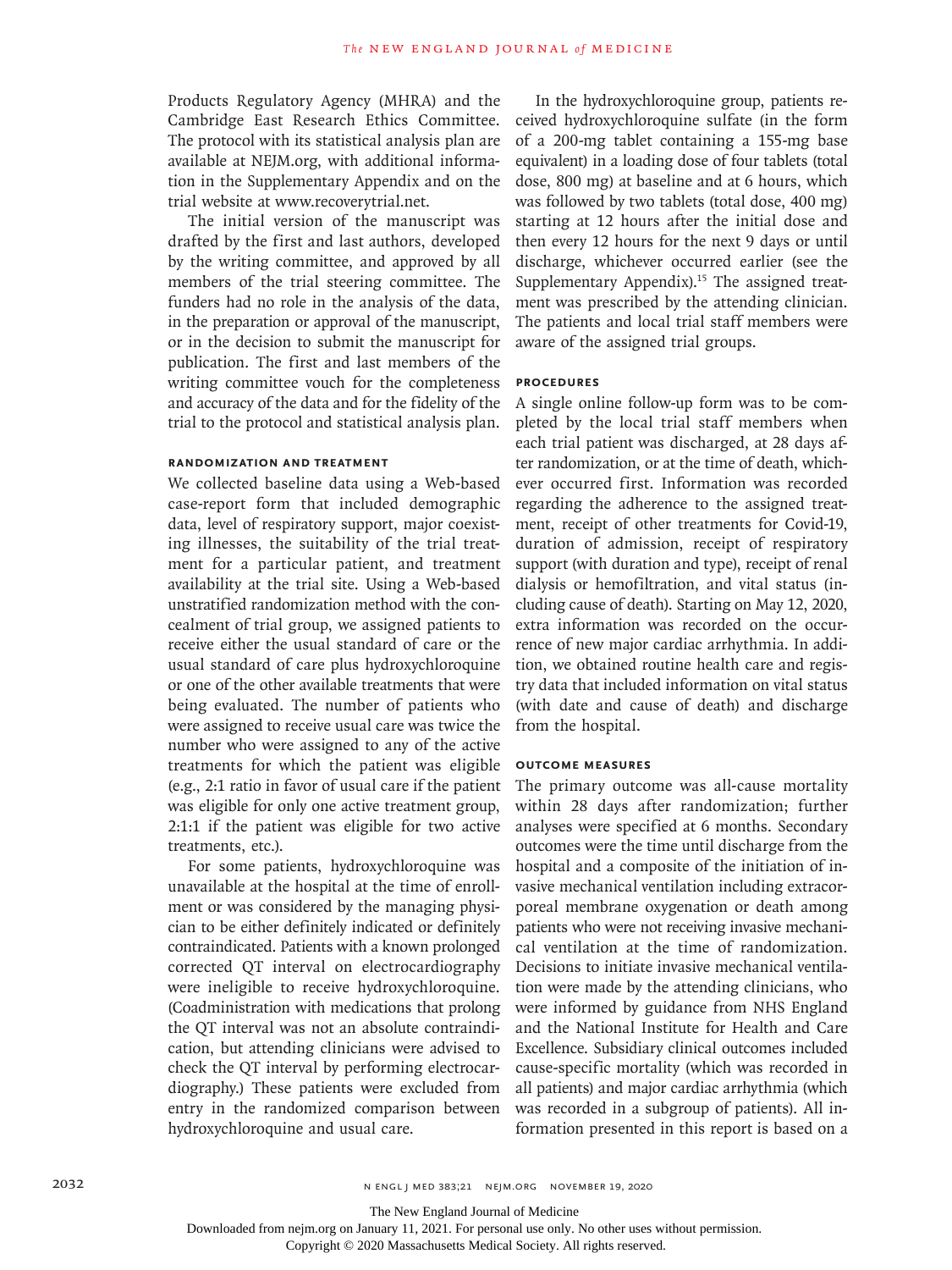Products Regulatory Agency (MHRA) and the Cambridge East Research Ethics Committee. The protocol with its statistical analysis plan are available at NEJM.org, with additional information in the Supplementary Appendix and on the trial website at www.recoverytrial.net.

The initial version of the manuscript was drafted by the first and last authors, developed by the writing committee, and approved by all members of the trial steering committee. The funders had no role in the analysis of the data, in the preparation or approval of the manuscript, or in the decision to submit the manuscript for publication. The first and last members of the writing committee vouch for the completeness and accuracy of the data and for the fidelity of the trial to the protocol and statistical analysis plan.

### Randomization and Treatment

We collected baseline data using a Web-based case-report form that included demographic data, level of respiratory support, major coexisting illnesses, the suitability of the trial treatment for a particular patient, and treatment availability at the trial site. Using a Web-based unstratified randomization method with the concealment of trial group, we assigned patients to receive either the usual standard of care or the usual standard of care plus hydroxychloroquine or one of the other available treatments that were being evaluated. The number of patients who were assigned to receive usual care was twice the number who were assigned to any of the active treatments for which the patient was eligible (e.g., 2:1 ratio in favor of usual care if the patient was eligible for only one active treatment group, 2:1:1 if the patient was eligible for two active treatments, etc.).

For some patients, hydroxychloroquine was unavailable at the hospital at the time of enrollment or was considered by the managing physician to be either definitely indicated or definitely contraindicated. Patients with a known prolonged corrected QT interval on electrocardiography were ineligible to receive hydroxychloroquine. (Coadministration with medications that prolong the QT interval was not an absolute contraindication, but attending clinicians were advised to check the QT interval by performing electrocardiography.) These patients were excluded from entry in the randomized comparison between hydroxychloroquine and usual care.

In the hydroxychloroquine group, patients received hydroxychloroquine sulfate (in the form of a 200-mg tablet containing a 155-mg base equivalent) in a loading dose of four tablets (total dose, 800 mg) at baseline and at 6 hours, which was followed by two tablets (total dose, 400 mg) starting at 12 hours after the initial dose and then every 12 hours for the next 9 days or until discharge, whichever occurred earlier (see the Supplementary Appendix).[15] The assigned treatment was prescribed by the attending clinician. The patients and local trial staff members were aware of the assigned trial groups.

### Procedures

A single online follow-up form was to be completed by the local trial staff members when each trial patient was discharged, at 28 days after randomization, or at the time of death, whichever occurred first. Information was recorded regarding the adherence to the assigned treatment, receipt of other treatments for Covid-19, duration of admission, receipt of respiratory support (with duration and type), receipt of renal dialysis or hemofiltration, and vital status (including cause of death). Starting on May 12, 2020, extra information was recorded on the occurrence of new major cardiac arrhythmia. In addition, we obtained routine health care and registry data that included information on vital status (with date and cause of death) and discharge from the hospital.

### Outcome Measures

The primary outcome was all-cause mortality within 28 days after randomization; further analyses were specified at 6 months. Secondary outcomes were the time until discharge from the hospital and a composite of the initiation of invasive mechanical ventilation including extracorporeal membrane oxygenation or death among patients who were not receiving invasive mechanical ventilation at the time of randomization. Decisions to initiate invasive mechanical ventilation were made by the attending clinicians, who were informed by guidance from NHS England and the National Institute for Health and Care Excellence. Subsidiary clinical outcomes included cause-specific mortality (which was recorded in all patients) and major cardiac arrhythmia (which was recorded in a subgroup of patients). All information presented in this report is based on a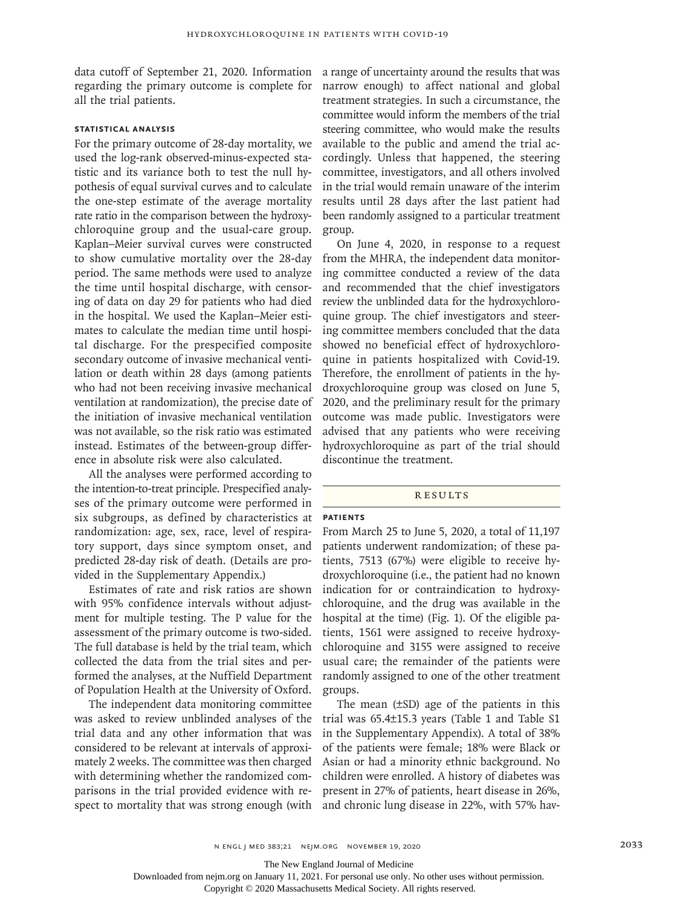data cutoff of September 21, 2020. Information regarding the primary outcome is complete for all the trial patients.

### Statistical Analysis

For the primary outcome of 28-day mortality, we used the log-rank observed-minus-expected statistic and its variance both to test the null hypothesis of equal survival curves and to calculate the one-step estimate of the average mortality rate ratio in the comparison between the hydroxychloroquine group and the usual-care group. Kaplan–Meier survival curves were constructed to show cumulative mortality over the 28-day period. The same methods were used to analyze the time until hospital discharge, with censoring of data on day 29 for patients who had died in the hospital. We used the Kaplan–Meier estimates to calculate the median time until hospital discharge. For the prespecified composite secondary outcome of invasive mechanical ventilation or death within 28 days (among patients who had not been receiving invasive mechanical ventilation at randomization), the precise date of the initiation of invasive mechanical ventilation was not available, so the risk ratio was estimated instead. Estimates of the between-group difference in absolute risk were also calculated.

All the analyses were performed according to the intention-to-treat principle. Prespecified analyses of the primary outcome were performed in six subgroups, as defined by characteristics at randomization: age, sex, race, level of respiratory support, days since symptom onset, and predicted 28-day risk of death. (Details are provided in the Supplementary Appendix.)

Estimates of rate and risk ratios are shown with 95% confidence intervals without adjustment for multiple testing. The P value for the assessment of the primary outcome is two-sided. The full database is held by the trial team, which collected the data from the trial sites and performed the analyses, at the Nuffield Department of Population Health at the University of Oxford.

The independent data monitoring committee was asked to review unblinded analyses of the trial data and any other information that was considered to be relevant at intervals of approximately 2 weeks. The committee was then charged with determining whether the randomized comparisons in the trial provided evidence with respect to mortality that was strong enough (with a range of uncertainty around the results that was narrow enough) to affect national and global treatment strategies. In such a circumstance, the committee would inform the members of the trial steering committee, who would make the results available to the public and amend the trial accordingly. Unless that happened, the steering committee, investigators, and all others involved in the trial would remain unaware of the interim results until 28 days after the last patient had been randomly assigned to a particular treatment group.

On June 4, 2020, in response to a request from the MHRA, the independent data monitoring committee conducted a review of the data and recommended that the chief investigators review the unblinded data for the hydroxychloroquine group. The chief investigators and steering committee members concluded that the data showed no beneficial effect of hydroxychloroquine in patients hospitalized with Covid-19. Therefore, the enrollment of patients in the hydroxychloroquine group was closed on June 5, 2020, and the preliminary result for the primary outcome was made public. Investigators were advised that any patients who were receiving hydroxychloroquine as part of the trial should discontinue the treatment.

## Results

### Patients

From March 25 to June 5, 2020, a total of 11,197 patients underwent randomization; of these patients, 7513 (67%) were eligible to receive hydroxychloroquine (i.e., the patient had no known indication for or contraindication to hydroxychloroquine, and the drug was available in the hospital at the time) (Fig. 1). Of the eligible patients, 1561 were assigned to receive hydroxychloroquine and 3155 were assigned to receive usual care; the remainder of the patients were randomly assigned to one of the other treatment groups.

The mean (±SD) age of the patients in this trial was 65.4±15.3 years (Table 1 and Table S1 in the Supplementary Appendix). A total of 38% of the patients were female; 18% were Black or Asian or had a minority ethnic background. No children were enrolled. A history of diabetes was present in 27% of patients, heart disease in 26%, and chronic lung disease in 22%, with 57% hav-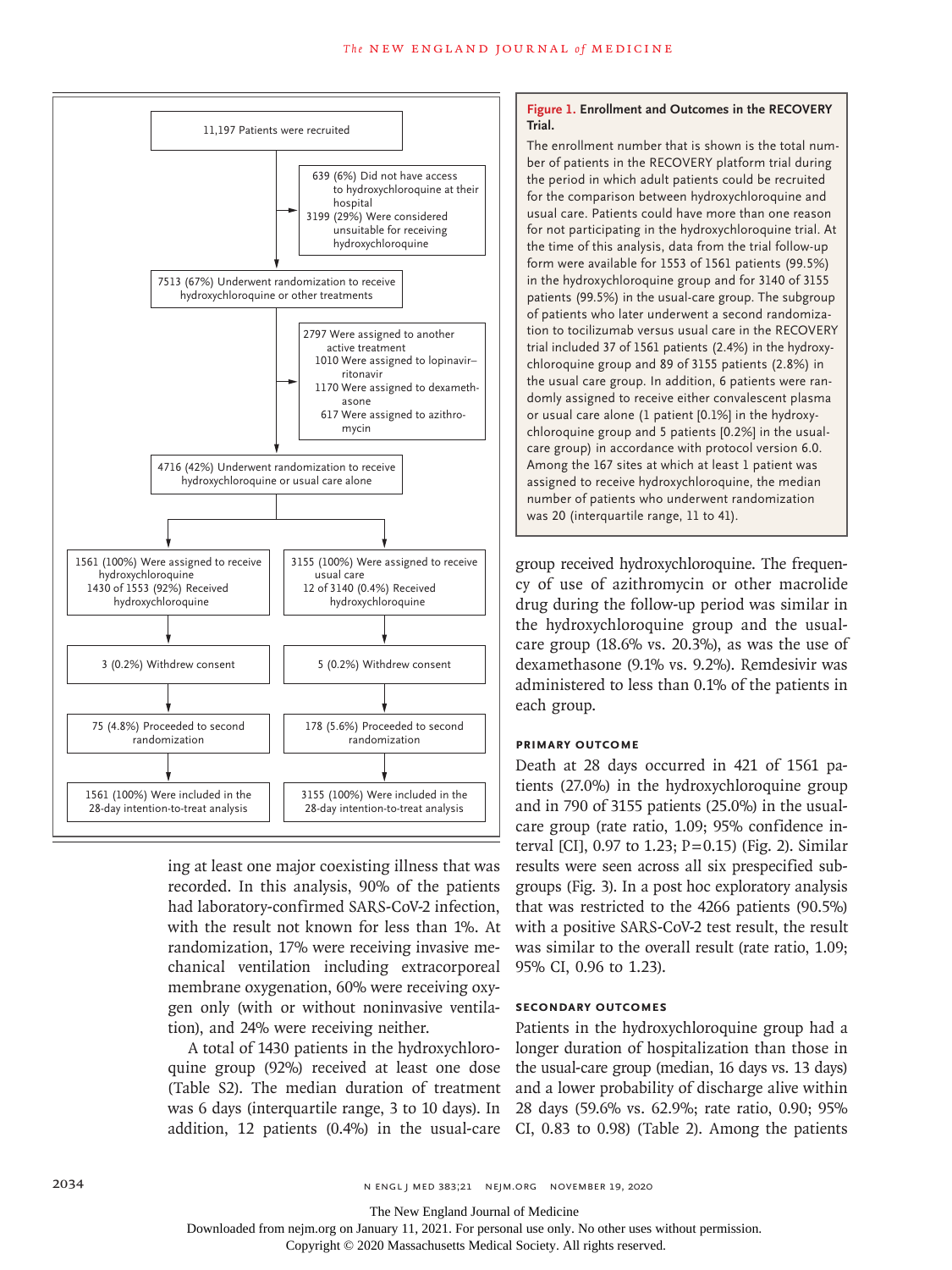11,197 Patients were recruited

- 639 (6%) Did not have access to hydroxychloroquine at their hospital
- 3199 (29%) Were considered unsuitable for receiving hydroxychloroquine

7513 (67%) Underwent randomization to receive hydroxychloroquine or other treatments

- 2797 Were assigned to another active treatment
  - 1010 Were assigned to lopinavir–ritonavir
  - 1170 Were assigned to dexamethasone
  - 617 Were assigned to azithromycin

4716 (42%) Underwent randomization to receive hydroxychloroquine or usual care alone

| Hydroxychloroquine | Usual care |
|---|---|
| 1561 (100%) Were assigned to receive hydroxychloroquine; 1430 of 1553 (92%) Received hydroxychloroquine | 3155 (100%) Were assigned to receive usual care; 12 of 3140 (0.4%) Received hydroxychloroquine |
| 3 (0.2%) Withdrew consent | 5 (0.2%) Withdrew consent |
| 75 (4.8%) Proceeded to second randomization | 178 (5.6%) Proceeded to second randomization |
| 1561 (100%) Were included in the 28-day intention-to-treat analysis | 3155 (100%) Were included in the 28-day intention-to-treat analysis |

**Figure 1. Enrollment and Outcomes in the RECOVERY Trial.**

The enrollment number that is shown is the total number of patients in the RECOVERY platform trial during the period in which adult patients could be recruited for the comparison between hydroxychloroquine and usual care. Patients could have more than one reason for not participating in the hydroxychloroquine trial. At the time of this analysis, data from the trial follow-up form were available for 1553 of 1561 patients (99.5%) in the hydroxychloroquine group and for 3140 of 3155 patients (99.5%) in the usual-care group. The subgroup of patients who later underwent a second randomization to tocilizumab versus usual care in the RECOVERY trial included 37 of 1561 patients (2.4%) in the hydroxychloroquine group and 89 of 3155 patients (2.8%) in the usual care group. In addition, 6 patients were randomly assigned to receive either convalescent plasma or usual care alone (1 patient [0.1%] in the hydroxychloroquine group and 5 patients [0.2%] in the usual-care group) in accordance with protocol version 6.0. Among the 167 sites at which at least 1 patient was assigned to receive hydroxychloroquine, the median number of patients who underwent randomization was 20 (interquartile range, 11 to 41).

ing at least one major coexisting illness that was recorded. In this analysis, 90% of the patients had laboratory-confirmed SARS-CoV-2 infection, with the result not known for less than 1%. At randomization, 17% were receiving invasive mechanical ventilation including extracorporeal membrane oxygenation, 60% were receiving oxygen only (with or without noninvasive ventilation), and 24% were receiving neither.

A total of 1430 patients in the hydroxychloroquine group (92%) received at least one dose (Table S2). The median duration of treatment was 6 days (interquartile range, 3 to 10 days). In addition, 12 patients (0.4%) in the usual-care group received hydroxychloroquine. The frequency of use of azithromycin or other macrolide drug during the follow-up period was similar in the hydroxychloroquine group and the usual-care group (18.6% vs. 20.3%), as was the use of dexamethasone (9.1% vs. 9.2%). Remdesivir was administered to less than 0.1% of the patients in each group.

### Primary Outcome

Death at 28 days occurred in 421 of 1561 patients (27.0%) in the hydroxychloroquine group and in 790 of 3155 patients (25.0%) in the usual-care group (rate ratio, 1.09; 95% confidence interval [CI], 0.97 to 1.23; P=0.15) (Fig. 2). Similar results were seen across all six prespecified subgroups (Fig. 3). In a post hoc exploratory analysis that was restricted to the 4266 patients (90.5%) with a positive SARS-CoV-2 test result, the result was similar to the overall result (rate ratio, 1.09; 95% CI, 0.96 to 1.23).

### Secondary Outcomes

Patients in the hydroxychloroquine group had a longer duration of hospitalization than those in the usual-care group (median, 16 days vs. 13 days) and a lower probability of discharge alive within 28 days (59.6% vs. 62.9%; rate ratio, 0.90; 95% CI, 0.83 to 0.98) (Table 2). Among the patients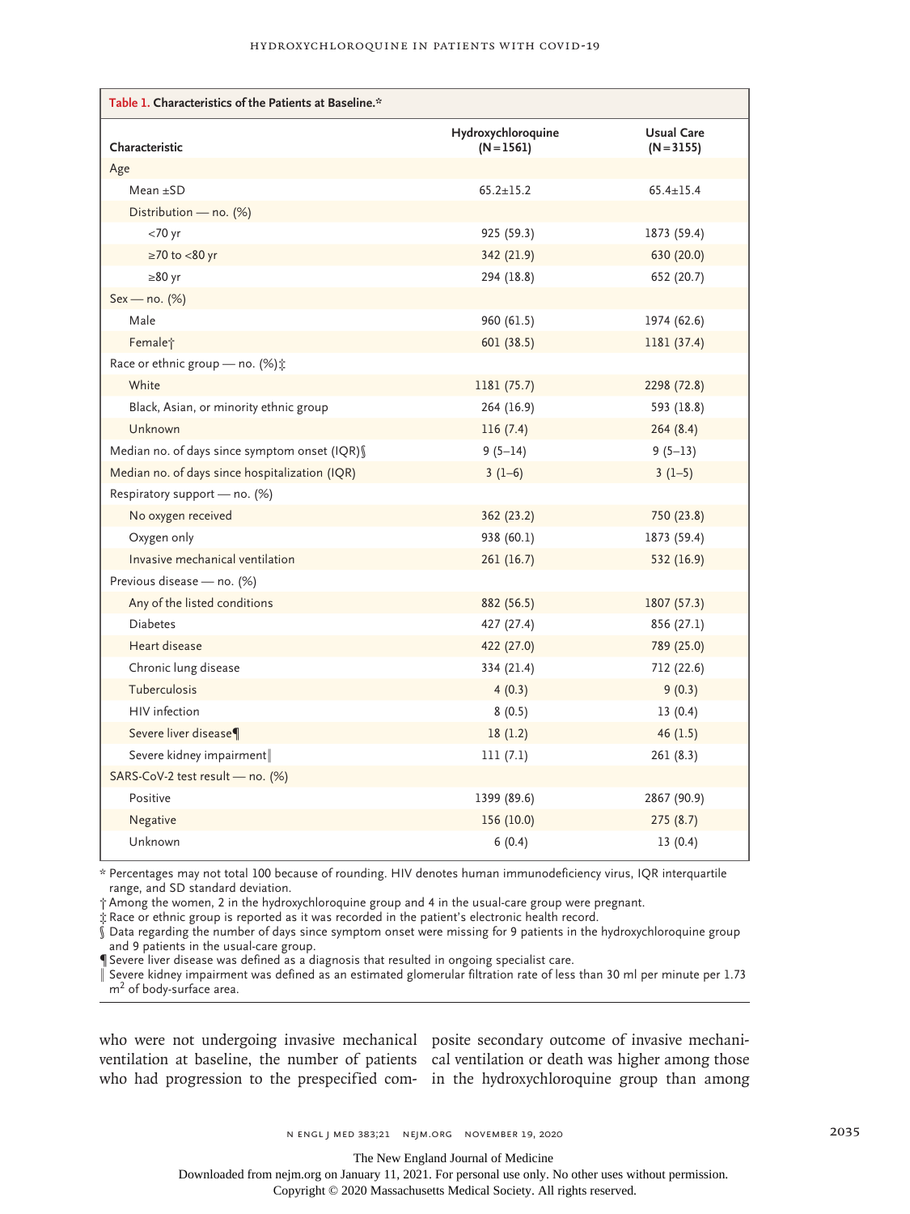**Table 1. Characteristics of the Patients at Baseline.***

| Characteristic | Hydroxychloroquine (N=1561) | Usual Care (N=3155) |
|---|---|---|
| Age | | |
| Mean ±SD | 65.2±15.2 | 65.4±15.4 |
| Distribution — no. (%) | | |
| <70 yr | 925 (59.3) | 1873 (59.4) |
| ≥70 to <80 yr | 342 (21.9) | 630 (20.0) |
| ≥80 yr | 294 (18.8) | 652 (20.7) |
| Sex — no. (%) | | |
| Male | 960 (61.5) | 1974 (62.6) |
| Female† | 601 (38.5) | 1181 (37.4) |
| Race or ethnic group — no. (%)‡ | | |
| White | 1181 (75.7) | 2298 (72.8) |
| Black, Asian, or minority ethnic group | 264 (16.9) | 593 (18.8) |
| Unknown | 116 (7.4) | 264 (8.4) |
| Median no. of days since symptom onset (IQR)§ | 9 (5–14) | 9 (5–13) |
| Median no. of days since hospitalization (IQR) | 3 (1–6) | 3 (1–5) |
| Respiratory support — no. (%) | | |
| No oxygen received | 362 (23.2) | 750 (23.8) |
| Oxygen only | 938 (60.1) | 1873 (59.4) |
| Invasive mechanical ventilation | 261 (16.7) | 532 (16.9) |
| Previous disease — no. (%) | | |
| Any of the listed conditions | 882 (56.5) | 1807 (57.3) |
| Diabetes | 427 (27.4) | 856 (27.1) |
| Heart disease | 422 (27.0) | 789 (25.0) |
| Chronic lung disease | 334 (21.4) | 712 (22.6) |
| Tuberculosis | 4 (0.3) | 9 (0.3) |
| HIV infection | 8 (0.5) | 13 (0.4) |
| Severe liver disease¶ | 18 (1.2) | 46 (1.5) |
| Severe kidney impairment‖ | 111 (7.1) | 261 (8.3) |
| SARS-CoV-2 test result — no. (%) | | |
| Positive | 1399 (89.6) | 2867 (90.9) |
| Negative | 156 (10.0) | 275 (8.7) |
| Unknown | 6 (0.4) | 13 (0.4) |

\* Percentages may not total 100 because of rounding. HIV denotes human immunodeficiency virus, IQR interquartile range, and SD standard deviation.

† Among the women, 2 in the hydroxychloroquine group and 4 in the usual-care group were pregnant.

‡ Race or ethnic group is reported as it was recorded in the patient's electronic health record.

§ Data regarding the number of days since symptom onset were missing for 9 patients in the hydroxychloroquine group and 9 patients in the usual-care group.

¶ Severe liver disease was defined as a diagnosis that resulted in ongoing specialist care.

‖ Severe kidney impairment was defined as an estimated glomerular filtration rate of less than 30 ml per minute per 1.73 $m^2$ of body-surface area.

who were not undergoing invasive mechanical ventilation at baseline, the number of patients who had progression to the prespecified composite secondary outcome of invasive mechanical ventilation or death was higher among those in the hydroxychloroquine group than among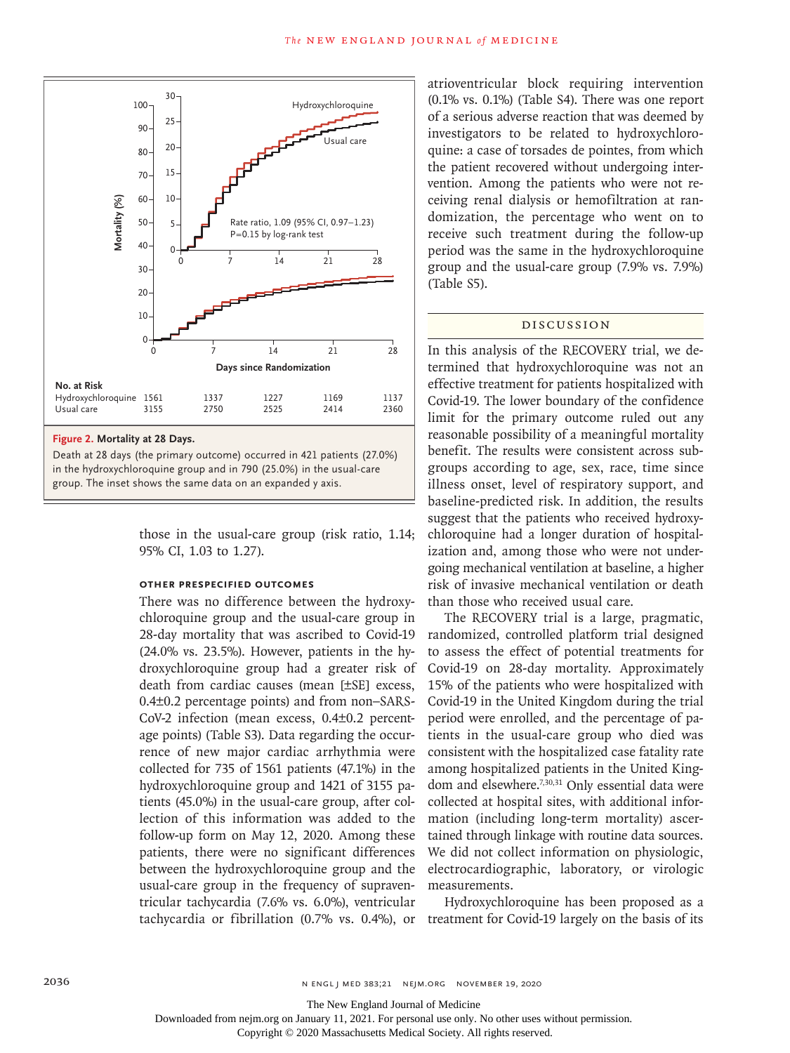**Figure 2. Mortality at 28 Days.**

Death at 28 days (the primary outcome) occurred in 421 patients (27.0%) in the hydroxychloroquine group and in 790 (25.0%) in the usual-care group. The inset shows the same data on an expanded y axis.

| No. at Risk | 0 | 7 | 14 | 21 | 28 |
|---|---|---|---|---|---|
| Hydroxychloroquine | 1561 | 1337 | 1227 | 1169 | 1137 |
| Usual care | 3155 | 2750 | 2525 | 2414 | 2360 |

Rate ratio, 1.09 (95% CI, 0.97–1.23)
P=0.15 by log-rank test

those in the usual-care group (risk ratio, 1.14; 95% CI, 1.03 to 1.27).

#### OTHER PRESPECIFIED OUTCOMES

There was no difference between the hydroxychloroquine group and the usual-care group in 28-day mortality that was ascribed to Covid-19 (24.0% vs. 23.5%). However, patients in the hydroxychloroquine group had a greater risk of death from cardiac causes (mean [±SE] excess, 0.4±0.2 percentage points) and from non–SARS-CoV-2 infection (mean excess, 0.4±0.2 percentage points) (Table S3). Data regarding the occurrence of new major cardiac arrhythmia were collected for 735 of 1561 patients (47.1%) in the hydroxychloroquine group and 1421 of 3155 patients (45.0%) in the usual-care group, after collection of this information was added to the follow-up form on May 12, 2020. Among these patients, there were no significant differences between the hydroxychloroquine group and the usual-care group in the frequency of supraventricular tachycardia (7.6% vs. 6.0%), ventricular tachycardia or fibrillation (0.7% vs. 0.4%), or atrioventricular block requiring intervention (0.1% vs. 0.1%) (Table S4). There was one report of a serious adverse reaction that was deemed by investigators to be related to hydroxychloroquine: a case of torsades de pointes, from which the patient recovered without undergoing intervention. Among the patients who were not receiving renal dialysis or hemofiltration at randomization, the percentage who went on to receive such treatment during the follow-up period was the same in the hydroxychloroquine group and the usual-care group (7.9% vs. 7.9%) (Table S5).

## DISCUSSION

In this analysis of the RECOVERY trial, we determined that hydroxychloroquine was not an effective treatment for patients hospitalized with Covid-19. The lower boundary of the confidence limit for the primary outcome ruled out any reasonable possibility of a meaningful mortality benefit. The results were consistent across subgroups according to age, sex, race, time since illness onset, level of respiratory support, and baseline-predicted risk. In addition, the results suggest that the patients who received hydroxychloroquine had a longer duration of hospitalization and, among those who were not undergoing mechanical ventilation at baseline, a higher risk of invasive mechanical ventilation or death than those who received usual care.

The RECOVERY trial is a large, pragmatic, randomized, controlled platform trial designed to assess the effect of potential treatments for Covid-19 on 28-day mortality. Approximately 15% of the patients who were hospitalized with Covid-19 in the United Kingdom during the trial period were enrolled, and the percentage of patients in the usual-care group who died was consistent with the hospitalized case fatality rate among hospitalized patients in the United Kingdom and elsewhere.[7,30,31] Only essential data were collected at hospital sites, with additional information (including long-term mortality) ascertained through linkage with routine data sources. We did not collect information on physiologic, electrocardiographic, laboratory, or virologic measurements.

Hydroxychloroquine has been proposed as a treatment for Covid-19 largely on the basis of its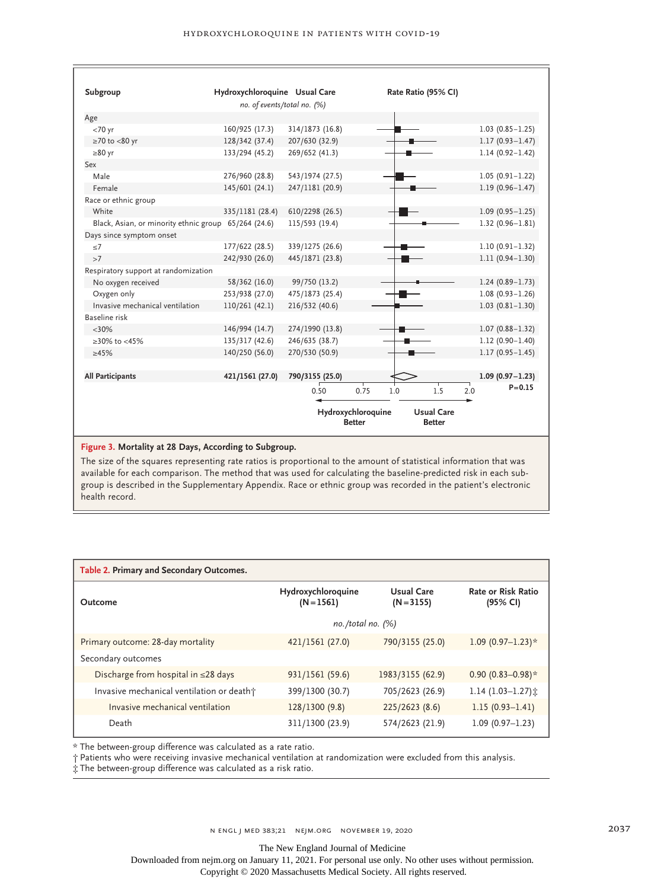| Subgroup | Hydroxychloroquine | Usual Care | Rate Ratio (95% CI) |
|---|---|---|---|
| | *no. of events/total no. (%)* | | |
| **Age** | | | |
| <70 yr | 160/925 (17.3) | 314/1873 (16.8) | 1.03 (0.85–1.25) |
| ≥70 to <80 yr | 128/342 (37.4) | 207/630 (32.9) | 1.17 (0.93–1.47) |
| ≥80 yr | 133/294 (45.2) | 269/652 (41.3) | 1.14 (0.92–1.42) |
| **Sex** | | | |
| Male | 276/960 (28.8) | 543/1974 (27.5) | 1.05 (0.91–1.22) |
| Female | 145/601 (24.1) | 247/1181 (20.9) | 1.19 (0.96–1.47) |
| **Race or ethnic group** | | | |
| White | 335/1181 (28.4) | 610/2298 (26.5) | 1.09 (0.95–1.25) |
| Black, Asian, or minority ethnic group | 65/264 (24.6) | 115/593 (19.4) | 1.32 (0.96–1.81) |
| **Days since symptom onset** | | | |
| ≤7 | 177/622 (28.5) | 339/1275 (26.6) | 1.10 (0.91–1.32) |
| >7 | 242/930 (26.0) | 445/1871 (23.8) | 1.11 (0.94–1.30) |
| **Respiratory support at randomization** | | | |
| No oxygen received | 58/362 (16.0) | 99/750 (13.2) | 1.24 (0.89–1.73) |
| Oxygen only | 253/938 (27.0) | 475/1873 (25.4) | 1.08 (0.93–1.26) |
| Invasive mechanical ventilation | 110/261 (42.1) | 216/532 (40.6) | 1.03 (0.81–1.30) |
| **Baseline risk** | | | |
| <30% | 146/994 (14.7) | 274/1990 (13.8) | 1.07 (0.88–1.32) |
| ≥30% to <45% | 135/317 (42.6) | 246/635 (38.7) | 1.12 (0.90–1.40) |
| ≥45% | 140/250 (56.0) | 270/530 (50.9) | 1.17 (0.95–1.45) |
| **All Participants** | **421/1561 (27.0)** | **790/3155 (25.0)** | **1.09 (0.97–1.23)** P=0.15 |

Axis: 0.50, 0.75, 1.0, 1.5, 2.0 — ← Hydroxychloroquine Better | Usual Care Better →

**Figure 3. Mortality at 28 Days, According to Subgroup.**

The size of the squares representing rate ratios is proportional to the amount of statistical information that was available for each comparison. The method that was used for calculating the baseline-predicted risk in each subgroup is described in the Supplementary Appendix. Race or ethnic group was recorded in the patient's electronic health record.

**Table 2. Primary and Secondary Outcomes.**

| Outcome | Hydroxychloroquine (N=1561) | Usual Care (N=3155) | Rate or Risk Ratio (95% CI) |
|---|---|---|---|
| | *no./total no. (%)* | | |
| Primary outcome: 28-day mortality | 421/1561 (27.0) | 790/3155 (25.0) | 1.09 (0.97–1.23)* |
| Secondary outcomes | | | |
| Discharge from hospital in ≤28 days | 931/1561 (59.6) | 1983/3155 (62.9) | 0.90 (0.83–0.98)* |
| Invasive mechanical ventilation or death† | 399/1300 (30.7) | 705/2623 (26.9) | 1.14 (1.03–1.27)‡ |
| Invasive mechanical ventilation | 128/1300 (9.8) | 225/2623 (8.6) | 1.15 (0.93–1.41) |
| Death | 311/1300 (23.9) | 574/2623 (21.9) | 1.09 (0.97–1.23) |

\* The between-group difference was calculated as a rate ratio.
† Patients who were receiving invasive mechanical ventilation at randomization were excluded from this analysis.
‡ The between-group difference was calculated as a risk ratio.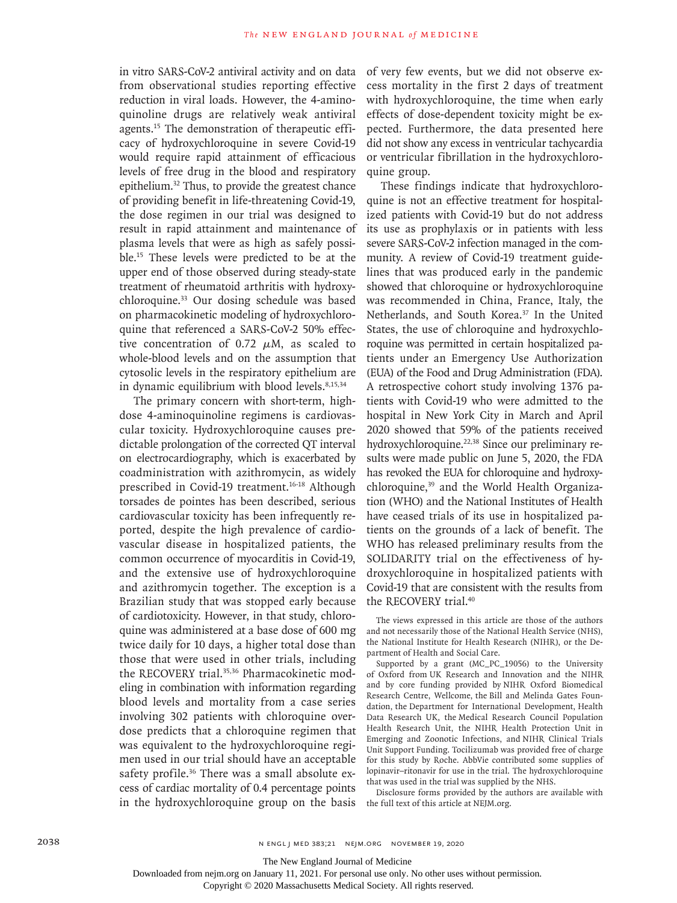in vitro SARS-CoV-2 antiviral activity and on data from observational studies reporting effective reduction in viral loads. However, the 4-aminoquinoline drugs are relatively weak antiviral agents.[15] The demonstration of therapeutic efficacy of hydroxychloroquine in severe Covid-19 would require rapid attainment of efficacious levels of free drug in the blood and respiratory epithelium.[32] Thus, to provide the greatest chance of providing benefit in life-threatening Covid-19, the dose regimen in our trial was designed to result in rapid attainment and maintenance of plasma levels that were as high as safely possible.[15] These levels were predicted to be at the upper end of those observed during steady-state treatment of rheumatoid arthritis with hydroxychloroquine.[33] Our dosing schedule was based on pharmacokinetic modeling of hydroxychloroquine that referenced a SARS-CoV-2 50% effective concentration of 0.72 $\mu$M, as scaled to whole-blood levels and on the assumption that cytosolic levels in the respiratory epithelium are in dynamic equilibrium with blood levels.[8,15,34]

The primary concern with short-term, high-dose 4-aminoquinoline regimens is cardiovascular toxicity. Hydroxychloroquine causes predictable prolongation of the corrected QT interval on electrocardiography, which is exacerbated by coadministration with azithromycin, as widely prescribed in Covid-19 treatment.[16-18] Although torsades de pointes has been described, serious cardiovascular toxicity has been infrequently reported, despite the high prevalence of cardiovascular disease in hospitalized patients, the common occurrence of myocarditis in Covid-19, and the extensive use of hydroxychloroquine and azithromycin together. The exception is a Brazilian study that was stopped early because of cardiotoxicity. However, in that study, chloroquine was administered at a base dose of 600 mg twice daily for 10 days, a higher total dose than those that were used in other trials, including the RECOVERY trial.[35,36] Pharmacokinetic modeling in combination with information regarding blood levels and mortality from a case series involving 302 patients with chloroquine overdose predicts that a chloroquine regimen that was equivalent to the hydroxychloroquine regimen used in our trial should have an acceptable safety profile.[36] There was a small absolute excess of cardiac mortality of 0.4 percentage points in the hydroxychloroquine group on the basis of very few events, but we did not observe excess mortality in the first 2 days of treatment with hydroxychloroquine, the time when early effects of dose-dependent toxicity might be expected. Furthermore, the data presented here did not show any excess in ventricular tachycardia or ventricular fibrillation in the hydroxychloroquine group.

These findings indicate that hydroxychloroquine is not an effective treatment for hospitalized patients with Covid-19 but do not address its use as prophylaxis or in patients with less severe SARS-CoV-2 infection managed in the community. A review of Covid-19 treatment guidelines that was produced early in the pandemic showed that chloroquine or hydroxychloroquine was recommended in China, France, Italy, the Netherlands, and South Korea.[37] In the United States, the use of chloroquine and hydroxychloroquine was permitted in certain hospitalized patients under an Emergency Use Authorization (EUA) of the Food and Drug Administration (FDA). A retrospective cohort study involving 1376 patients with Covid-19 who were admitted to the hospital in New York City in March and April 2020 showed that 59% of the patients received hydroxychloroquine.[22,38] Since our preliminary results were made public on June 5, 2020, the FDA has revoked the EUA for chloroquine and hydroxychloroquine,[39] and the World Health Organization (WHO) and the National Institutes of Health have ceased trials of its use in hospitalized patients on the grounds of a lack of benefit. The WHO has released preliminary results from the SOLIDARITY trial on the effectiveness of hydroxychloroquine in hospitalized patients with Covid-19 that are consistent with the results from the RECOVERY trial.[40]

The views expressed in this article are those of the authors and not necessarily those of the National Health Service (NHS), the National Institute for Health Research (NIHR), or the Department of Health and Social Care.

Supported by a grant (MC_PC_19056) to the University of Oxford from UK Research and Innovation and the NIHR and by core funding provided by NIHR Oxford Biomedical Research Centre, Wellcome, the Bill and Melinda Gates Foundation, the Department for International Development, Health Data Research UK, the Medical Research Council Population Health Research Unit, the NIHR Health Protection Unit in Emerging and Zoonotic Infections, and NIHR Clinical Trials Unit Support Funding. Tocilizumab was provided free of charge for this study by Roche. AbbVie contributed some supplies of lopinavir–ritonavir for use in the trial. The hydroxychloroquine that was used in the trial was supplied by the NHS.

Disclosure forms provided by the authors are available with the full text of this article at NEJM.org.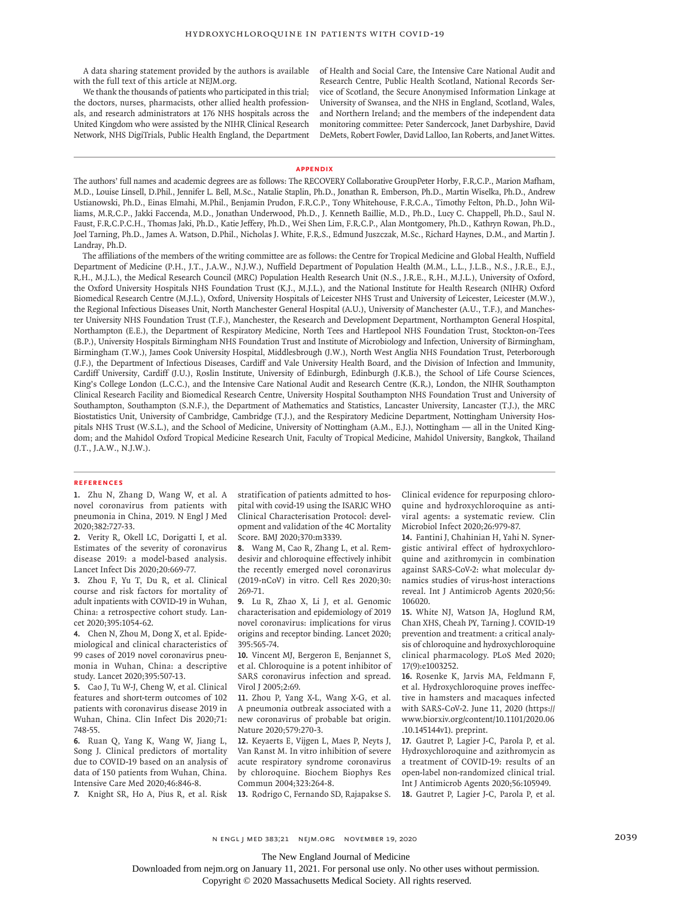A data sharing statement provided by the authors is available with the full text of this article at NEJM.org.

We thank the thousands of patients who participated in this trial; the doctors, nurses, pharmacists, other allied health professionals, and research administrators at 176 NHS hospitals across the United Kingdom who were assisted by the NIHR Clinical Research Network, NHS DigiTrials, Public Health England, the Department of Health and Social Care, the Intensive Care National Audit and Research Centre, Public Health Scotland, National Records Service of Scotland, the Secure Anonymised Information Linkage at University of Swansea, and the NHS in England, Scotland, Wales, and Northern Ireland; and the members of the independent data monitoring committee: Peter Sandercock, Janet Darbyshire, David DeMets, Robert Fowler, David Lalloo, Ian Roberts, and Janet Wittes.

## APPENDIX

The authors' full names and academic degrees are as follows: The RECOVERY Collaborative GroupPeter Horby, F.R.C.P., Marion Mafham, M.D., Louise Linsell, D.Phil., Jennifer L. Bell, M.Sc., Natalie Staplin, Ph.D., Jonathan R. Emberson, Ph.D., Martin Wiselka, Ph.D., Andrew Ustianowski, Ph.D., Einas Elmahi, M.Phil., Benjamin Prudon, F.R.C.P., Tony Whitehouse, F.R.C.A., Timothy Felton, Ph.D., John Williams, M.R.C.P., Jakki Faccenda, M.D., Jonathan Underwood, Ph.D., J. Kenneth Baillie, M.D., Ph.D., Lucy C. Chappell, Ph.D., Saul N. Faust, F.R.C.P.C.H., Thomas Jaki, Ph.D., Katie Jeffery, Ph.D., Wei Shen Lim, F.R.C.P., Alan Montgomery, Ph.D., Kathryn Rowan, Ph.D., Joel Tarning, Ph.D., James A. Watson, D.Phil., Nicholas J. White, F.R.S., Edmund Juszczak, M.Sc., Richard Haynes, D.M., and Martin J. Landray, Ph.D.

The affiliations of the members of the writing committee are as follows: the Centre for Tropical Medicine and Global Health, Nuffield Department of Medicine (P.H., J.T., J.A.W., N.J.W.), Nuffield Department of Population Health (M.M., L.L., J.L.B., N.S., J.R.E., E.J., R.H., M.J.L.), the Medical Research Council (MRC) Population Health Research Unit (N.S., J.R.E., R.H., M.J.L.), University of Oxford, the Oxford University Hospitals NHS Foundation Trust (K.J., M.J.L.), and the National Institute for Health Research (NIHR) Oxford Biomedical Research Centre (M.J.L.), Oxford, University Hospitals of Leicester NHS Trust and University of Leicester, Leicester (M.W.), the Regional Infectious Diseases Unit, North Manchester General Hospital (A.U.), University of Manchester (A.U., T.F.), and Manchester University NHS Foundation Trust (T.F.), Manchester, the Research and Development Department, Northampton General Hospital, Northampton (E.E.), the Department of Respiratory Medicine, North Tees and Hartlepool NHS Foundation Trust, Stockton-on-Tees (B.P.), University Hospitals Birmingham NHS Foundation Trust and Institute of Microbiology and Infection, University of Birmingham, Birmingham (T.W.), James Cook University Hospital, Middlesbrough (J.W.), North West Anglia NHS Foundation Trust, Peterborough (J.F.), the Department of Infectious Diseases, Cardiff and Vale University Health Board, and the Division of Infection and Immunity, Cardiff University, Cardiff (J.U.), Roslin Institute, University of Edinburgh, Edinburgh (J.K.B.), the School of Life Course Sciences, King's College London (L.C.C.), and the Intensive Care National Audit and Research Centre (K.R.), London, the NIHR Southampton Clinical Research Facility and Biomedical Research Centre, University Hospital Southampton NHS Foundation Trust and University of Southampton, Southampton (S.N.F.), the Department of Mathematics and Statistics, Lancaster University, Lancaster (T.J.), the MRC Biostatistics Unit, University of Cambridge, Cambridge (T.J.), and the Respiratory Medicine Department, Nottingham University Hospitals NHS Trust (W.S.L.), and the School of Medicine, University of Nottingham (A.M., E.J.), Nottingham — all in the United Kingdom; and the Mahidol Oxford Tropical Medicine Research Unit, Faculty of Tropical Medicine, Mahidol University, Bangkok, Thailand (J.T., J.A.W., N.J.W.).

## REFERENCES

1. Zhu N, Zhang D, Wang W, et al. A novel coronavirus from patients with pneumonia in China, 2019. N Engl J Med 2020;382:727-33.
2. Verity R, Okell LC, Dorigatti I, et al. Estimates of the severity of coronavirus disease 2019: a model-based analysis. Lancet Infect Dis 2020;20:669-77.
3. Zhou F, Yu T, Du R, et al. Clinical course and risk factors for mortality of adult inpatients with COVID-19 in Wuhan, China: a retrospective cohort study. Lancet 2020;395:1054-62.
4. Chen N, Zhou M, Dong X, et al. Epidemiological and clinical characteristics of 99 cases of 2019 novel coronavirus pneumonia in Wuhan, China: a descriptive study. Lancet 2020;395:507-13.
5. Cao J, Tu W-J, Cheng W, et al. Clinical features and short-term outcomes of 102 patients with coronavirus disease 2019 in Wuhan, China. Clin Infect Dis 2020;71:748-55.
6. Ruan Q, Yang K, Wang W, Jiang L, Song J. Clinical predictors of mortality due to COVID-19 based on an analysis of data of 150 patients from Wuhan, China. Intensive Care Med 2020;46:846-8.
7. Knight SR, Ho A, Pius R, et al. Risk stratification of patients admitted to hospital with covid-19 using the ISARIC WHO Clinical Characterisation Protocol: development and validation of the 4C Mortality Score. BMJ 2020;370:m3339.
8. Wang M, Cao R, Zhang L, et al. Remdesivir and chloroquine effectively inhibit the recently emerged novel coronavirus (2019-nCoV) in vitro. Cell Res 2020;30:269-71.
9. Lu R, Zhao X, Li J, et al. Genomic characterisation and epidemiology of 2019 novel coronavirus: implications for virus origins and receptor binding. Lancet 2020;395:565-74.
10. Vincent MJ, Bergeron E, Benjannet S, et al. Chloroquine is a potent inhibitor of SARS coronavirus infection and spread. Virol J 2005;2:69.
11. Zhou P, Yang X-L, Wang X-G, et al. A pneumonia outbreak associated with a new coronavirus of probable bat origin. Nature 2020;579:270-3.
12. Keyaerts E, Vijgen L, Maes P, Neyts J, Van Ranst M. In vitro inhibition of severe acute respiratory syndrome coronavirus by chloroquine. Biochem Biophys Res Commun 2004;323:264-8.
13. Rodrigo C, Fernando SD, Rajapakse S. Clinical evidence for repurposing chloroquine and hydroxychloroquine as antiviral agents: a systematic review. Clin Microbiol Infect 2020;26:979-87.
14. Fantini J, Chahinian H, Yahi N. Synergistic antiviral effect of hydroxychloroquine and azithromycin in combination against SARS-CoV-2: what molecular dynamics studies of virus-host interactions reveal. Int J Antimicrob Agents 2020;56:106020.
15. White NJ, Watson JA, Hoglund RM, Chan XHS, Cheah PY, Tarning J. COVID-19 prevention and treatment: a critical analysis of chloroquine and hydroxychloroquine clinical pharmacology. PLoS Med 2020;17(9):e1003252.
16. Rosenke K, Jarvis MA, Feldmann F, et al. Hydroxychloroquine proves ineffective in hamsters and macaques infected with SARS-CoV-2. June 11, 2020 (https://www.biorxiv.org/content/10.1101/2020.06.10.145144v1). preprint.
17. Gautret P, Lagier J-C, Parola P, et al. Hydroxychloroquine and azithromycin as a treatment of COVID-19: results of an open-label non-randomized clinical trial. Int J Antimicrob Agents 2020;56:105949.
18. Gautret P, Lagier J-C, Parola P, et al.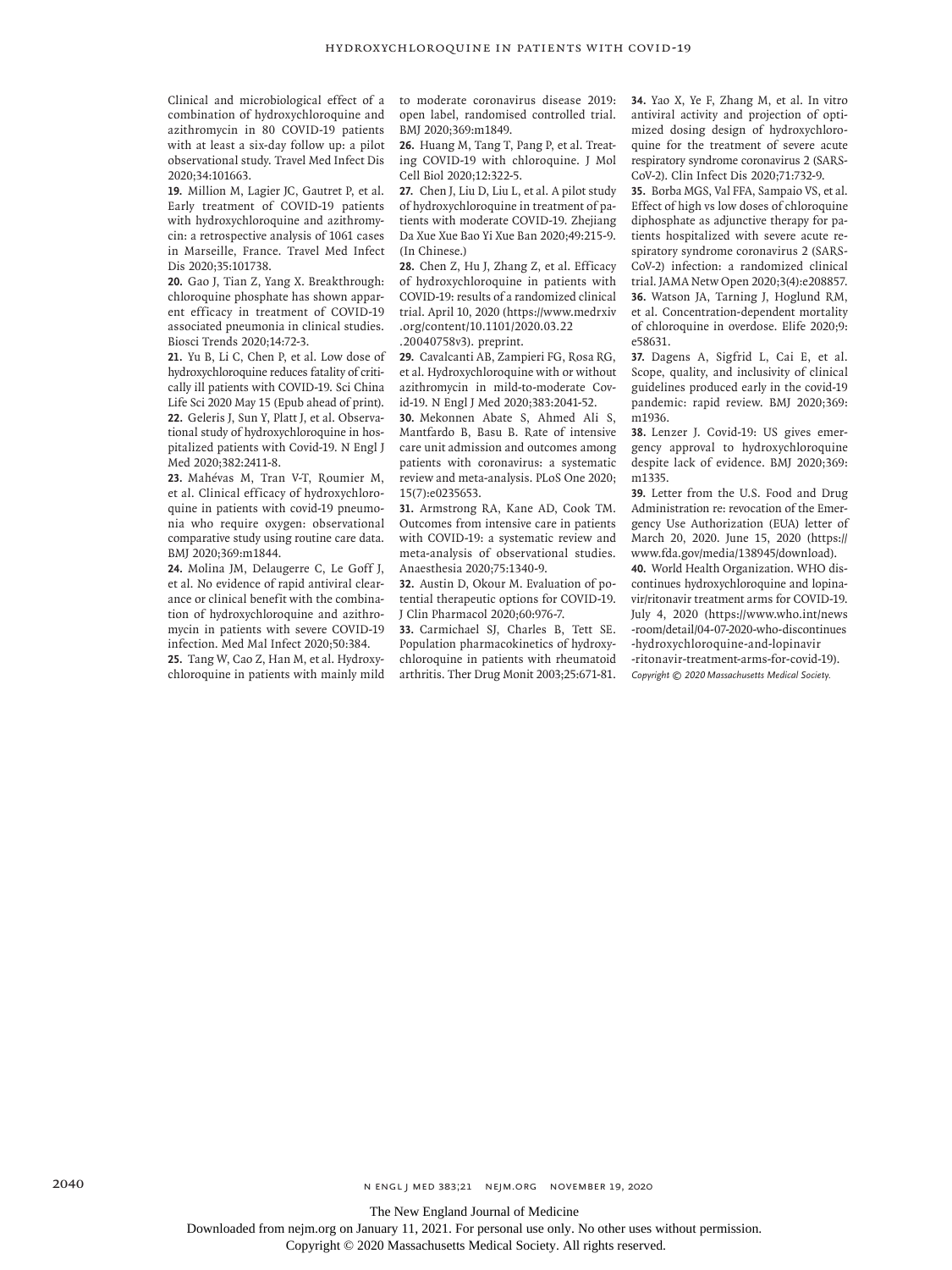Clinical and microbiological effect of a combination of hydroxychloroquine and azithromycin in 80 COVID-19 patients with at least a six-day follow up: a pilot observational study. Travel Med Infect Dis 2020;34:101663.

**19.** Million M, Lagier JC, Gautret P, et al. Early treatment of COVID-19 patients with hydroxychloroquine and azithromycin: a retrospective analysis of 1061 cases in Marseille, France. Travel Med Infect Dis 2020;35:101738.

**20.** Gao J, Tian Z, Yang X. Breakthrough: chloroquine phosphate has shown apparent efficacy in treatment of COVID-19 associated pneumonia in clinical studies. Biosci Trends 2020;14:72-3.

**21.** Yu B, Li C, Chen P, et al. Low dose of hydroxychloroquine reduces fatality of critically ill patients with COVID-19. Sci China Life Sci 2020 May 15 (Epub ahead of print).

**22.** Geleris J, Sun Y, Platt J, et al. Observational study of hydroxychloroquine in hospitalized patients with Covid-19. N Engl J Med 2020;382:2411-8.

**23.** Mahévas M, Tran V-T, Roumier M, et al. Clinical efficacy of hydroxychloroquine in patients with covid-19 pneumonia who require oxygen: observational comparative study using routine care data. BMJ 2020;369:m1844.

**24.** Molina JM, Delaugerre C, Le Goff J, et al. No evidence of rapid antiviral clearance or clinical benefit with the combination of hydroxychloroquine and azithromycin in patients with severe COVID-19 infection. Med Mal Infect 2020;50:384.

**25.** Tang W, Cao Z, Han M, et al. Hydroxychloroquine in patients with mainly mild to moderate coronavirus disease 2019: open label, randomised controlled trial. BMJ 2020;369:m1849.

**26.** Huang M, Tang T, Pang P, et al. Treating COVID-19 with chloroquine. J Mol Cell Biol 2020;12:322-5.

**27.** Chen J, Liu D, Liu L, et al. A pilot study of hydroxychloroquine in treatment of patients with moderate COVID-19. Zhejiang Da Xue Xue Bao Yi Xue Ban 2020;49:215-9. (In Chinese.)

**28.** Chen Z, Hu J, Zhang Z, et al. Efficacy of hydroxychloroquine in patients with COVID-19: results of a randomized clinical trial. April 10, 2020 (https://www.medrxiv.org/content/10.1101/2020.03.22.20040758v3). preprint.

**29.** Cavalcanti AB, Zampieri FG, Rosa RG, et al. Hydroxychloroquine with or without azithromycin in mild-to-moderate Covid-19. N Engl J Med 2020;383:2041-52.

**30.** Mekonnen Abate S, Ahmed Ali S, Mantfardo B, Basu B. Rate of intensive care unit admission and outcomes among patients with coronavirus: a systematic review and meta-analysis. PLoS One 2020;15(7):e0235653.

**31.** Armstrong RA, Kane AD, Cook TM. Outcomes from intensive care in patients with COVID-19: a systematic review and meta-analysis of observational studies. Anaesthesia 2020;75:1340-9.

**32.** Austin D, Okour M. Evaluation of potential therapeutic options for COVID-19. J Clin Pharmacol 2020;60:976-7.

**33.** Carmichael SJ, Charles B, Tett SE. Population pharmacokinetics of hydroxychloroquine in patients with rheumatoid arthritis. Ther Drug Monit 2003;25:671-81.

**34.** Yao X, Ye F, Zhang M, et al. In vitro antiviral activity and projection of optimized dosing design of hydroxychloroquine for the treatment of severe acute respiratory syndrome coronavirus 2 (SARS-CoV-2). Clin Infect Dis 2020;71:732-9.

**35.** Borba MGS, Val FFA, Sampaio VS, et al. Effect of high vs low doses of chloroquine diphosphate as adjunctive therapy for patients hospitalized with severe acute respiratory syndrome coronavirus 2 (SARS-CoV-2) infection: a randomized clinical trial. JAMA Netw Open 2020;3(4):e208857.

**36.** Watson JA, Tarning J, Hoglund RM, et al. Concentration-dependent mortality of chloroquine in overdose. Elife 2020;9:e58631.

**37.** Dagens A, Sigfrid L, Cai E, et al. Scope, quality, and inclusivity of clinical guidelines produced early in the covid-19 pandemic: rapid review. BMJ 2020;369:m1936.

**38.** Lenzer J. Covid-19: US gives emergency approval to hydroxychloroquine despite lack of evidence. BMJ 2020;369:m1335.

**39.** Letter from the U.S. Food and Drug Administration re: revocation of the Emergency Use Authorization (EUA) letter of March 20, 2020. June 15, 2020 (https://www.fda.gov/media/138945/download).

**40.** World Health Organization. WHO discontinues hydroxychloroquine and lopinavir/ritonavir treatment arms for COVID-19. July 4, 2020 (https://www.who.int/news-room/detail/04-07-2020-who-discontinues-hydroxychloroquine-and-lopinavir-ritonavir-treatment-arms-for-covid-19).

*Copyright © 2020 Massachusetts Medical Society.*